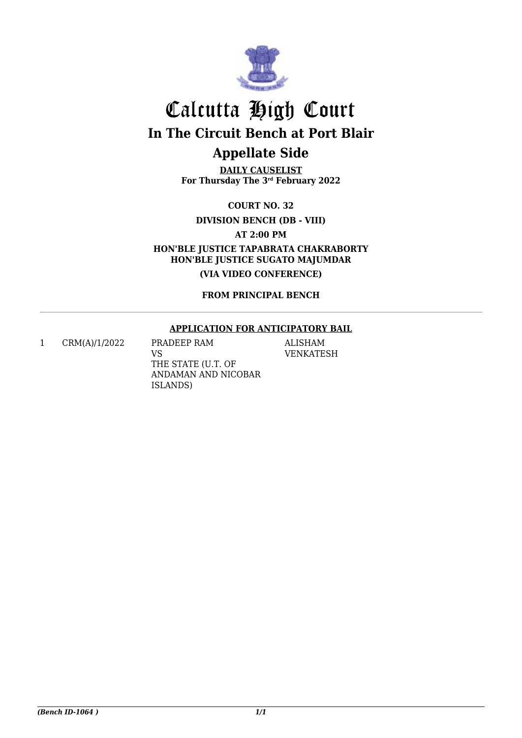# Calcutta High Court

## In The Circuit Bench at Port Blair

## Appellate Side

**DAILY CAUSELIST**
**For Thursday The 3rd February 2022**

**COURT NO. 32**

**DIVISION BENCH (DB - VIII)**

**AT 2:00 PM**

**HON'BLE JUSTICE TAPABRATA CHAKRABORTY**
**HON'BLE JUSTICE SUGATO MAJUMDAR**

**(VIA VIDEO CONFERENCE)**

**FROM PRINCIPAL BENCH**

---

**APPLICATION FOR ANTICIPATORY BAIL**

| | | | |
|---|---|---|---|
| 1 | CRM(A)/1/2022 | PRADEEP RAM<br>VS<br>THE STATE (U.T. OF ANDAMAN AND NICOBAR ISLANDS) | ALISHAM VENKATESH |

*(Bench ID-1064 )*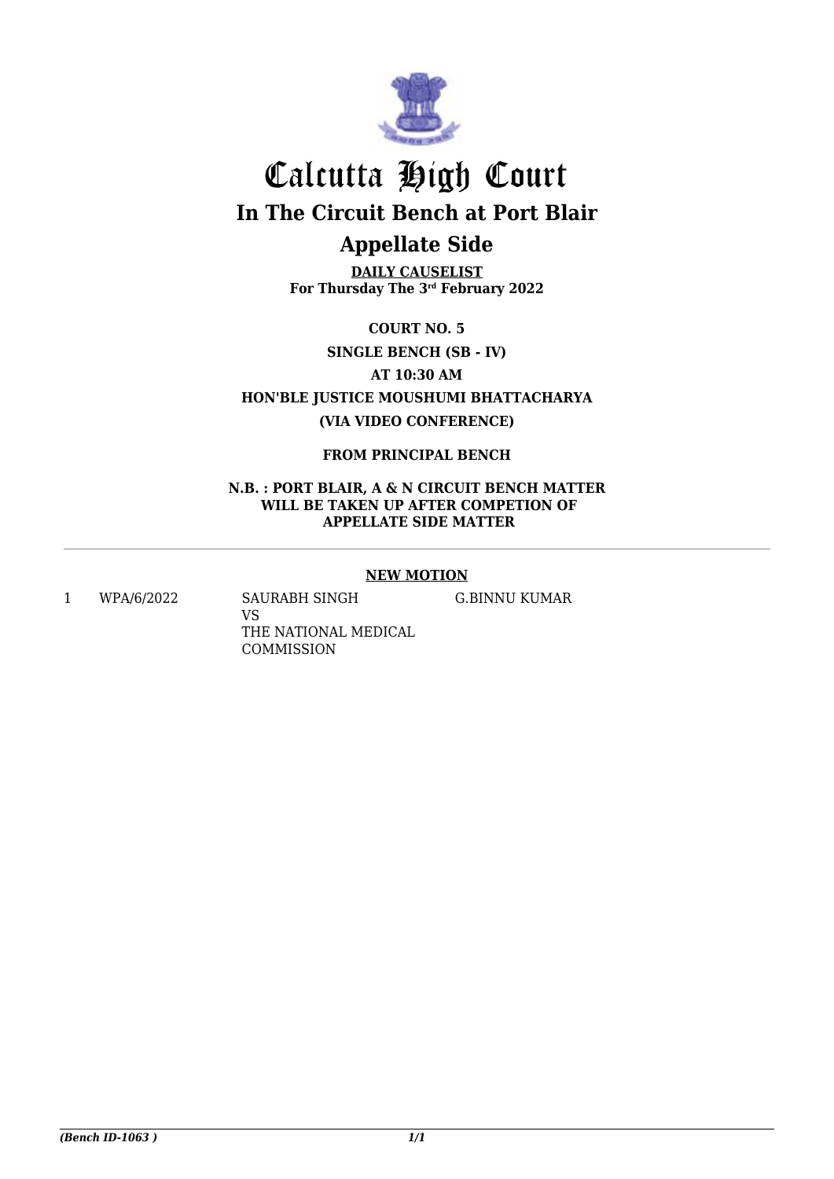# Calcutta High Court

## In The Circuit Bench at Port Blair

## Appellate Side

**DAILY CAUSELIST**
**For Thursday The 3rd February 2022**

**COURT NO. 5**

**SINGLE BENCH (SB - IV)**

**AT 10:30 AM**

**HON'BLE JUSTICE MOUSHUMI BHATTACHARYA**

**(VIA VIDEO CONFERENCE)**

**FROM PRINCIPAL BENCH**

**N.B. : PORT BLAIR, A & N CIRCUIT BENCH MATTER WILL BE TAKEN UP AFTER COMPETION OF APPELLATE SIDE MATTER**

---

**NEW MOTION**

| | | | |
|---|---|---|---|
| 1 | WPA/6/2022 | SAURABH SINGH<br>VS<br>THE NATIONAL MEDICAL COMMISSION | G.BINNU KUMAR |

*(Bench ID-1063 )*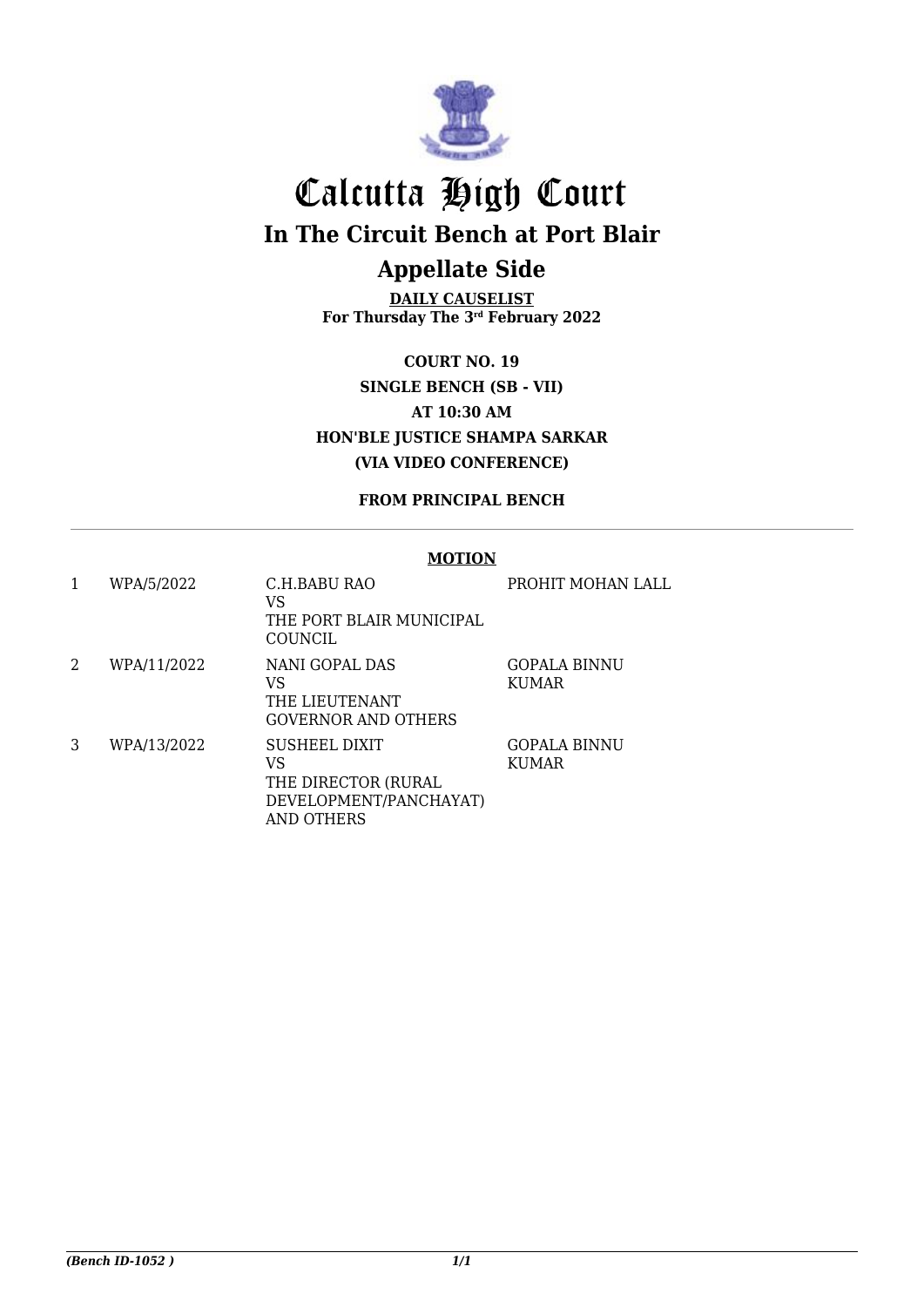# Calcutta High Court

## In The Circuit Bench at Port Blair

## Appellate Side

**DAILY CAUSELIST**
**For Thursday The 3rd February 2022**

**COURT NO. 19**
**SINGLE BENCH (SB - VII)**
**AT 10:30 AM**
**HON'BLE JUSTICE SHAMPA SARKAR**
**(VIA VIDEO CONFERENCE)**

**FROM PRINCIPAL BENCH**

**MOTION**

| | | | |
|---|---|---|---|
| 1 | WPA/5/2022 | C.H.BABU RAO<br>VS<br>THE PORT BLAIR MUNICIPAL COUNCIL | PROHIT MOHAN LALL |
| 2 | WPA/11/2022 | NANI GOPAL DAS<br>VS<br>THE LIEUTENANT GOVERNOR AND OTHERS | GOPALA BINNU KUMAR |
| 3 | WPA/13/2022 | SUSHEEL DIXIT<br>VS<br>THE DIRECTOR (RURAL DEVELOPMENT/PANCHAYAT) AND OTHERS | GOPALA BINNU KUMAR |

*(Bench ID-1052 )*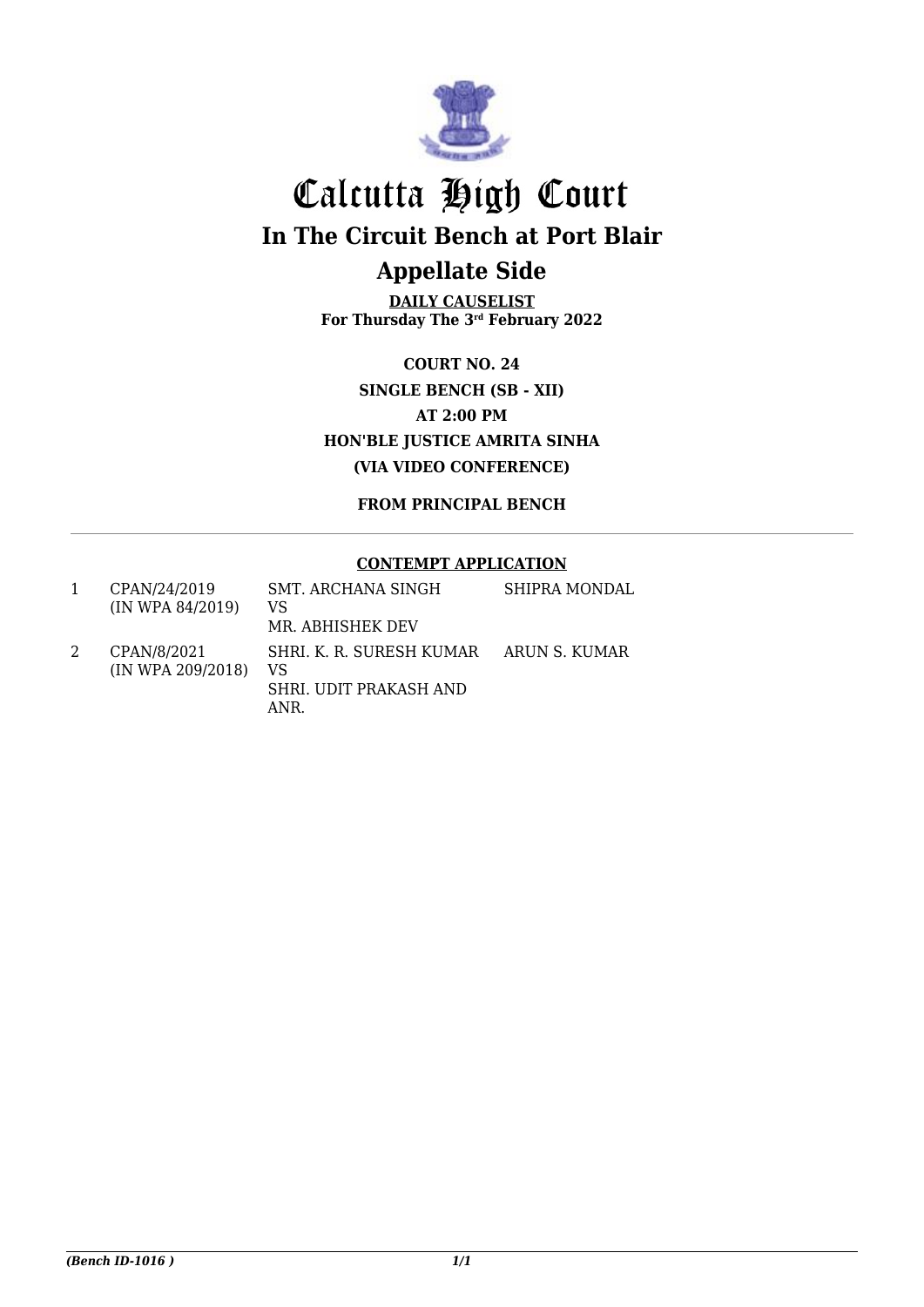# Calcutta High Court

## In The Circuit Bench at Port Blair

## Appellate Side

**DAILY CAUSELIST**
**For Thursday The 3rd February 2022**

**COURT NO. 24**
**SINGLE BENCH (SB - XII)**
**AT 2:00 PM**
**HON'BLE JUSTICE AMRITA SINHA**
**(VIA VIDEO CONFERENCE)**

**FROM PRINCIPAL BENCH**

**CONTEMPT APPLICATION**

| | | | |
|---|---|---|---|
| 1 | CPAN/24/2019 (IN WPA 84/2019) | SMT. ARCHANA SINGH VS MR. ABHISHEK DEV | SHIPRA MONDAL |
| 2 | CPAN/8/2021 (IN WPA 209/2018) | SHRI. K. R. SURESH KUMAR VS SHRI. UDIT PRAKASH AND ANR. | ARUN S. KUMAR |

*(Bench ID-1016 )*